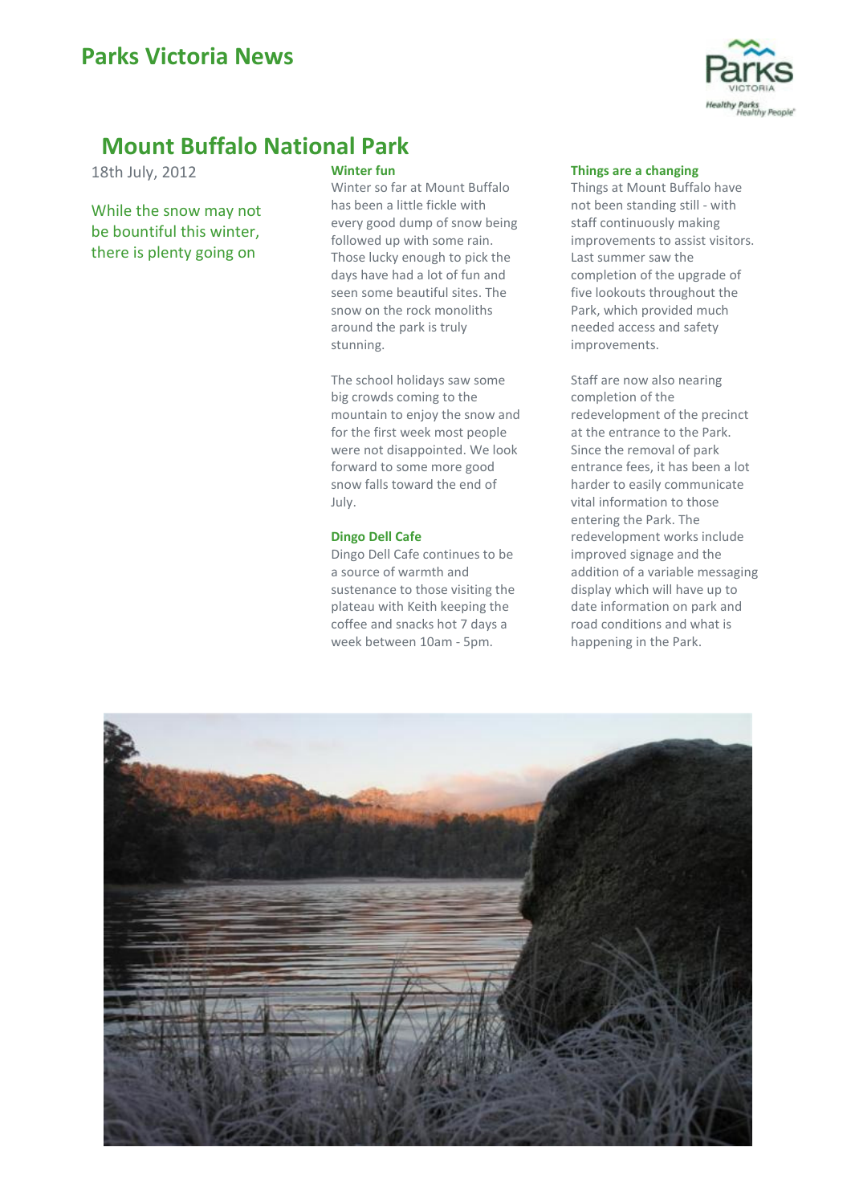# Parks Victoria News

## Mount Buffalo National Park

18th July, 2012

While the snow may not be bountiful this winter, there is plenty going on

### Winter fun

Winter so far at Mount Buffalo has been a little fickle with every good dump of snow being followed up with some rain. Those lucky enough to pick the days have had a lot of fun and seen some beautiful sites. The snow on the rock monoliths around the park is truly stunning.

The school holidays saw some big crowds coming to the mountain to enjoy the snow and for the first week most people were not disappointed. We look forward to some more good snow falls toward the end of July.

### Dingo Dell Cafe

Dingo Dell Cafe continues to be a source of warmth and sustenance to those visiting the plateau with Keith keeping the coffee and snacks hot 7 days a week between 10am - 5pm.

### Things are a changing

Things at Mount Buffalo have not been standing still - with staff continuously making improvements to assist visitors. Last summer saw the completion of the upgrade of five lookouts throughout the Park, which provided much needed access and safety improvements.

Staff are now also nearing completion of the redevelopment of the precinct at the entrance to the Park. Since the removal of park entrance fees, it has been a lot harder to easily communicate vital information to those entering the Park. The redevelopment works include improved signage and the addition of a variable messaging display which will have up to date information on park and road conditions and what is happening in the Park.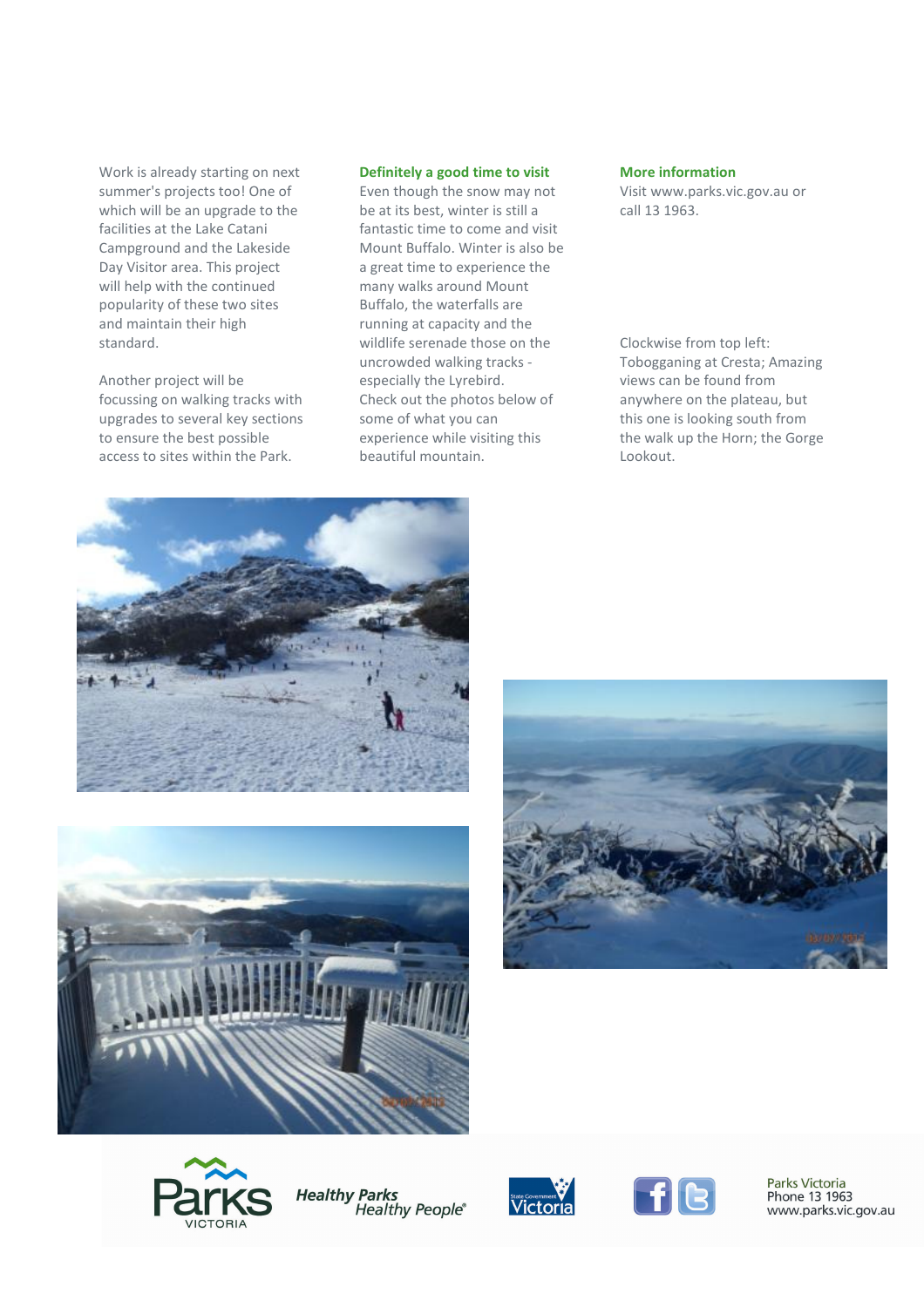Work is already starting on next summer's projects too! One of which will be an upgrade to the facilities at the Lake Catani Campground and the Lakeside Day Visitor area. This project will help with the continued popularity of these two sites and maintain their high standard.

Another project will be focussing on walking tracks with upgrades to several key sections to ensure the best possible access to sites within the Park.

### Definitely a good time to visit

Even though the snow may not be at its best, winter is still a fantastic time to come and visit Mount Buffalo. Winter is also be a great time to experience the many walks around Mount Buffalo, the waterfalls are running at capacity and the wildlife serenade those on the uncrowded walking tracks - especially the Lyrebird. Check out the photos below of some of what you can experience while visiting this beautiful mountain.

### More information

Visit www.parks.vic.gov.au or call 13 1963.

Clockwise from top left: Tobogganing at Cresta; Amazing views can be found from anywhere on the plateau, but this one is looking south from the walk up the Horn; the Gorge Lookout.

Parks Victoria
Phone 13 1963
www.parks.vic.gov.au